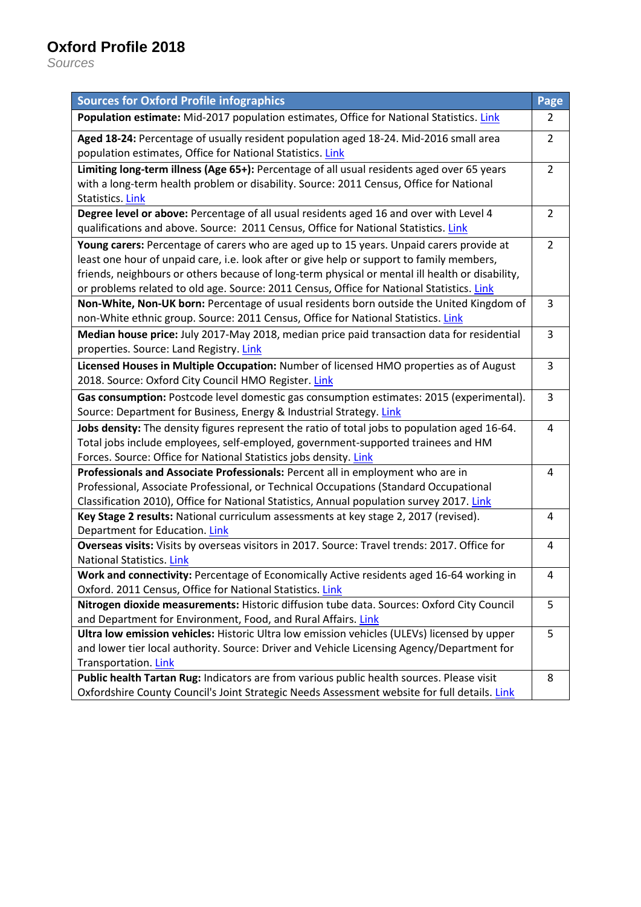# Oxford Profile 2018

*Sources*

| Sources for Oxford Profile infographics | Page |
|---|---|
| **Population estimate:** Mid-2017 population estimates, Office for National Statistics. Link | 2 |
| **Aged 18-24:** Percentage of usually resident population aged 18-24. Mid-2016 small area population estimates, Office for National Statistics. Link | 2 |
| **Limiting long-term illness (Age 65+):** Percentage of all usual residents aged over 65 years with a long-term health problem or disability. Source: 2011 Census, Office for National Statistics. Link | 2 |
| **Degree level or above:** Percentage of all usual residents aged 16 and over with Level 4 qualifications and above. Source: 2011 Census, Office for National Statistics. Link | 2 |
| **Young carers:** Percentage of carers who are aged up to 15 years. Unpaid carers provide at least one hour of unpaid care, i.e. look after or give help or support to family members, friends, neighbours or others because of long-term physical or mental ill health or disability, or problems related to old age. Source: 2011 Census, Office for National Statistics. Link | 2 |
| **Non-White, Non-UK born:** Percentage of usual residents born outside the United Kingdom of non-White ethnic group. Source: 2011 Census, Office for National Statistics. Link | 3 |
| **Median house price:** July 2017-May 2018, median price paid transaction data for residential properties. Source: Land Registry. Link | 3 |
| **Licensed Houses in Multiple Occupation:** Number of licensed HMO properties as of August 2018. Source: Oxford City Council HMO Register. Link | 3 |
| **Gas consumption:** Postcode level domestic gas consumption estimates: 2015 (experimental). Source: Department for Business, Energy & Industrial Strategy. Link | 3 |
| **Jobs density:** The density figures represent the ratio of total jobs to population aged 16-64. Total jobs include employees, self-employed, government-supported trainees and HM Forces. Source: Office for National Statistics jobs density. Link | 4 |
| **Professionals and Associate Professionals:** Percent all in employment who are in Professional, Associate Professional, or Technical Occupations (Standard Occupational Classification 2010), Office for National Statistics, Annual population survey 2017. Link | 4 |
| **Key Stage 2 results:** National curriculum assessments at key stage 2, 2017 (revised). Department for Education. Link | 4 |
| **Overseas visits:** Visits by overseas visitors in 2017. Source: Travel trends: 2017. Office for National Statistics. Link | 4 |
| **Work and connectivity:** Percentage of Economically Active residents aged 16-64 working in Oxford. 2011 Census, Office for National Statistics. Link | 4 |
| **Nitrogen dioxide measurements:** Historic diffusion tube data. Sources: Oxford City Council and Department for Environment, Food, and Rural Affairs. Link | 5 |
| **Ultra low emission vehicles:** Historic Ultra low emission vehicles (ULEVs) licensed by upper and lower tier local authority. Source: Driver and Vehicle Licensing Agency/Department for Transportation. Link | 5 |
| **Public health Tartan Rug:** Indicators are from various public health sources. Please visit Oxfordshire County Council's Joint Strategic Needs Assessment website for full details. Link | 8 |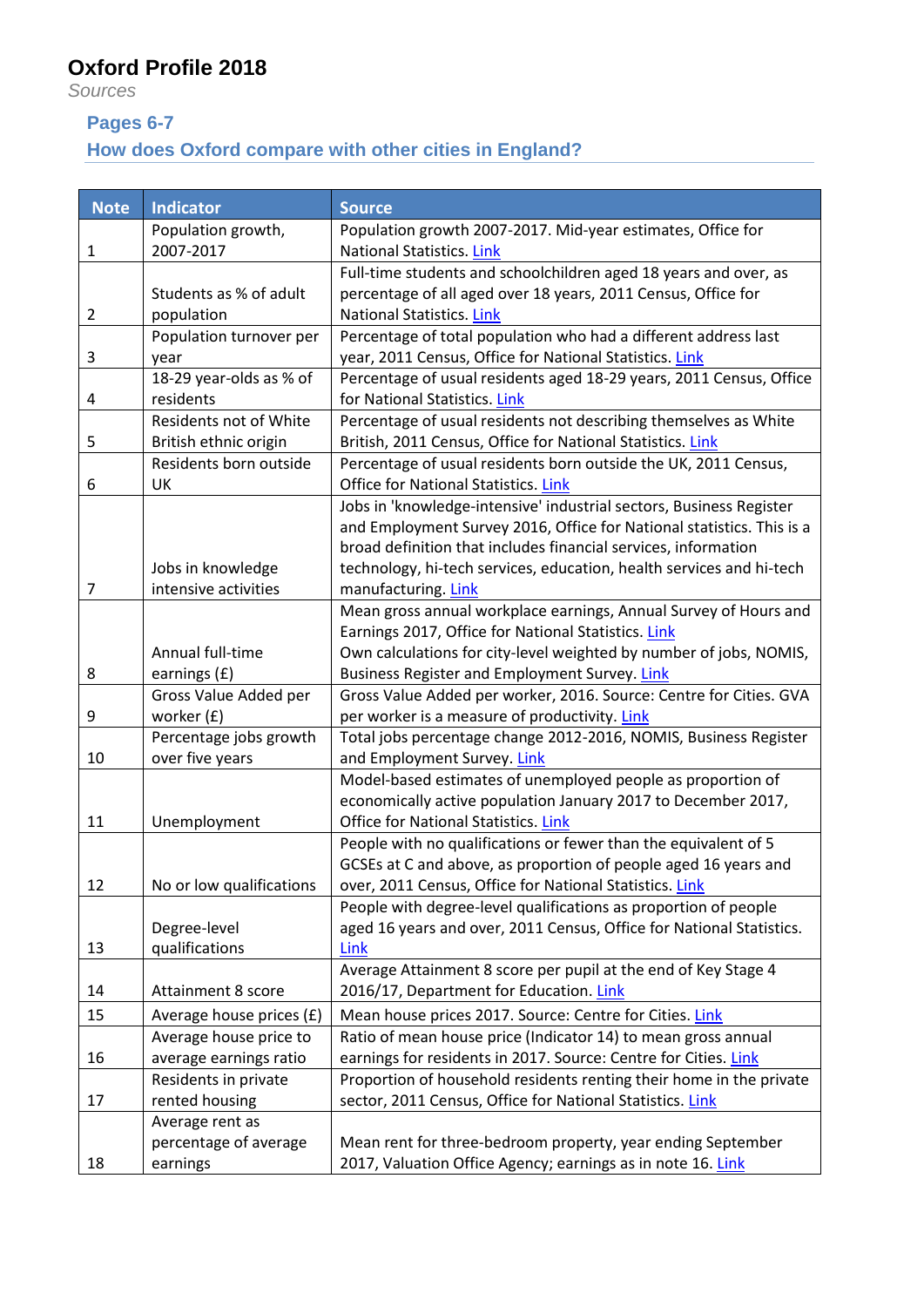# Oxford Profile 2018

*Sources*

## Pages 6-7

## How does Oxford compare with other cities in England?

| Note | Indicator | Source |
|---|---|---|
| 1 | Population growth, 2007-2017 | Population growth 2007-2017. Mid-year estimates, Office for National Statistics. Link |
| 2 | Students as % of adult population | Full-time students and schoolchildren aged 18 years and over, as percentage of all aged over 18 years, 2011 Census, Office for National Statistics. Link |
| 3 | Population turnover per year | Percentage of total population who had a different address last year, 2011 Census, Office for National Statistics. Link |
| 4 | 18-29 year-olds as % of residents | Percentage of usual residents aged 18-29 years, 2011 Census, Office for National Statistics. Link |
| 5 | Residents not of White British ethnic origin | Percentage of usual residents not describing themselves as White British, 2011 Census, Office for National Statistics. Link |
| 6 | Residents born outside UK | Percentage of usual residents born outside the UK, 2011 Census, Office for National Statistics. Link |
| 7 | Jobs in knowledge intensive activities | Jobs in 'knowledge-intensive' industrial sectors, Business Register and Employment Survey 2016, Office for National statistics. This is a broad definition that includes financial services, information technology, hi-tech services, education, health services and hi-tech manufacturing. Link |
| 8 | Annual full-time earnings (£) | Mean gross annual workplace earnings, Annual Survey of Hours and Earnings 2017, Office for National Statistics. Link<br>Own calculations for city-level weighted by number of jobs, NOMIS, Business Register and Employment Survey. Link |
| 9 | Gross Value Added per worker (£) | Gross Value Added per worker, 2016. Source: Centre for Cities. GVA per worker is a measure of productivity. Link |
| 10 | Percentage jobs growth over five years | Total jobs percentage change 2012-2016, NOMIS, Business Register and Employment Survey. Link |
| 11 | Unemployment | Model-based estimates of unemployed people as proportion of economically active population January 2017 to December 2017, Office for National Statistics. Link |
| 12 | No or low qualifications | People with no qualifications or fewer than the equivalent of 5 GCSEs at C and above, as proportion of people aged 16 years and over, 2011 Census, Office for National Statistics. Link |
| 13 | Degree-level qualifications | People with degree-level qualifications as proportion of people aged 16 years and over, 2011 Census, Office for National Statistics. Link |
| 14 | Attainment 8 score | Average Attainment 8 score per pupil at the end of Key Stage 4 2016/17, Department for Education. Link |
| 15 | Average house prices (£) | Mean house prices 2017. Source: Centre for Cities. Link |
| 16 | Average house price to average earnings ratio | Ratio of mean house price (Indicator 14) to mean gross annual earnings for residents in 2017. Source: Centre for Cities. Link |
| 17 | Residents in private rented housing | Proportion of household residents renting their home in the private sector, 2011 Census, Office for National Statistics. Link |
| 18 | Average rent as percentage of average earnings | Mean rent for three-bedroom property, year ending September 2017, Valuation Office Agency; earnings as in note 16. Link |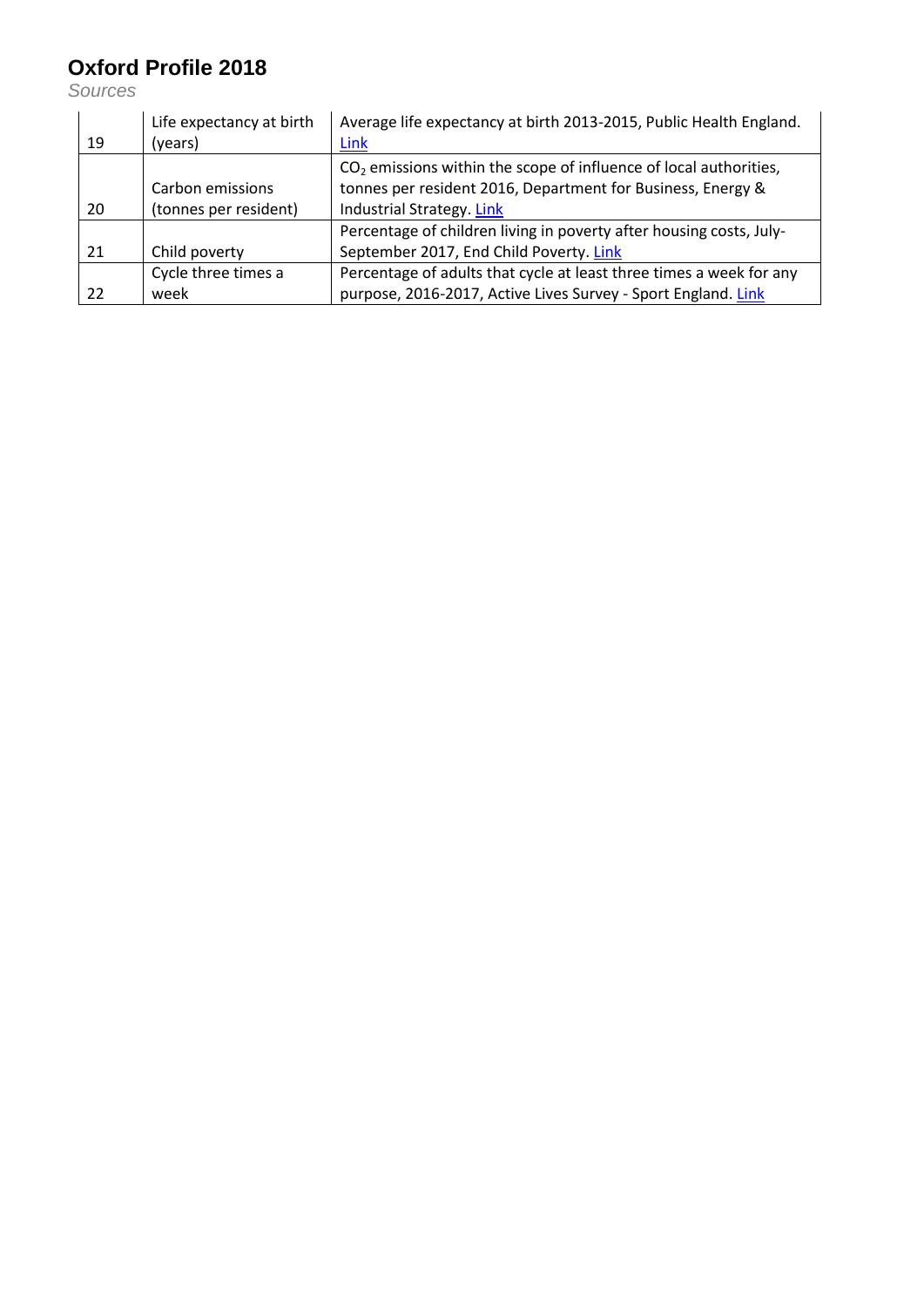# Oxford Profile 2018

*Sources*

| | | |
|---|---|---|
| 19 | Life expectancy at birth (years) | Average life expectancy at birth 2013-2015, Public Health England. Link |
| 20 | Carbon emissions (tonnes per resident) | $CO_2$ emissions within the scope of influence of local authorities, tonnes per resident 2016, Department for Business, Energy & Industrial Strategy. Link |
| 21 | Child poverty | Percentage of children living in poverty after housing costs, July-September 2017, End Child Poverty. Link |
| 22 | Cycle three times a week | Percentage of adults that cycle at least three times a week for any purpose, 2016-2017, Active Lives Survey - Sport England. Link |